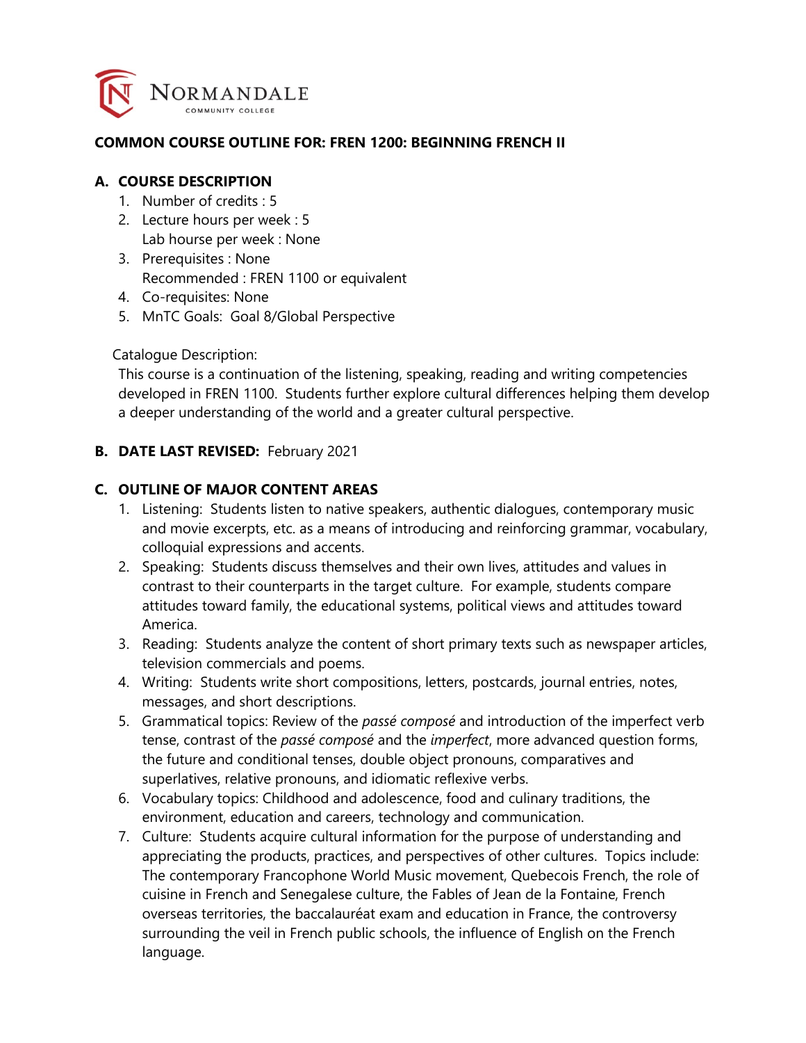NORMANDALE COMMUNITY COLLEGE

**COMMON COURSE OUTLINE FOR: FREN 1200: BEGINNING FRENCH II**

## A. COURSE DESCRIPTION

1. Number of credits : 5
2. Lecture hours per week : 5
   Lab hourse per week : None
3. Prerequisites : None
   Recommended : FREN 1100 or equivalent
4. Co-requisites: None
5. MnTC Goals: Goal 8/Global Perspective

Catalogue Description:
This course is a continuation of the listening, speaking, reading and writing competencies developed in FREN 1100. Students further explore cultural differences helping them develop a deeper understanding of the world and a greater cultural perspective.

## B. DATE LAST REVISED: February 2021

## C. OUTLINE OF MAJOR CONTENT AREAS

1. Listening: Students listen to native speakers, authentic dialogues, contemporary music and movie excerpts, etc. as a means of introducing and reinforcing grammar, vocabulary, colloquial expressions and accents.
2. Speaking: Students discuss themselves and their own lives, attitudes and values in contrast to their counterparts in the target culture. For example, students compare attitudes toward family, the educational systems, political views and attitudes toward America.
3. Reading: Students analyze the content of short primary texts such as newspaper articles, television commercials and poems.
4. Writing: Students write short compositions, letters, postcards, journal entries, notes, messages, and short descriptions.
5. Grammatical topics: Review of the *passé composé* and introduction of the imperfect verb tense, contrast of the *passé composé* and the *imperfect*, more advanced question forms, the future and conditional tenses, double object pronouns, comparatives and superlatives, relative pronouns, and idiomatic reflexive verbs.
6. Vocabulary topics: Childhood and adolescence, food and culinary traditions, the environment, education and careers, technology and communication.
7. Culture: Students acquire cultural information for the purpose of understanding and appreciating the products, practices, and perspectives of other cultures. Topics include: The contemporary Francophone World Music movement, Quebecois French, the role of cuisine in French and Senegalese culture, the Fables of Jean de la Fontaine, French overseas territories, the baccalauréat exam and education in France, the controversy surrounding the veil in French public schools, the influence of English on the French language.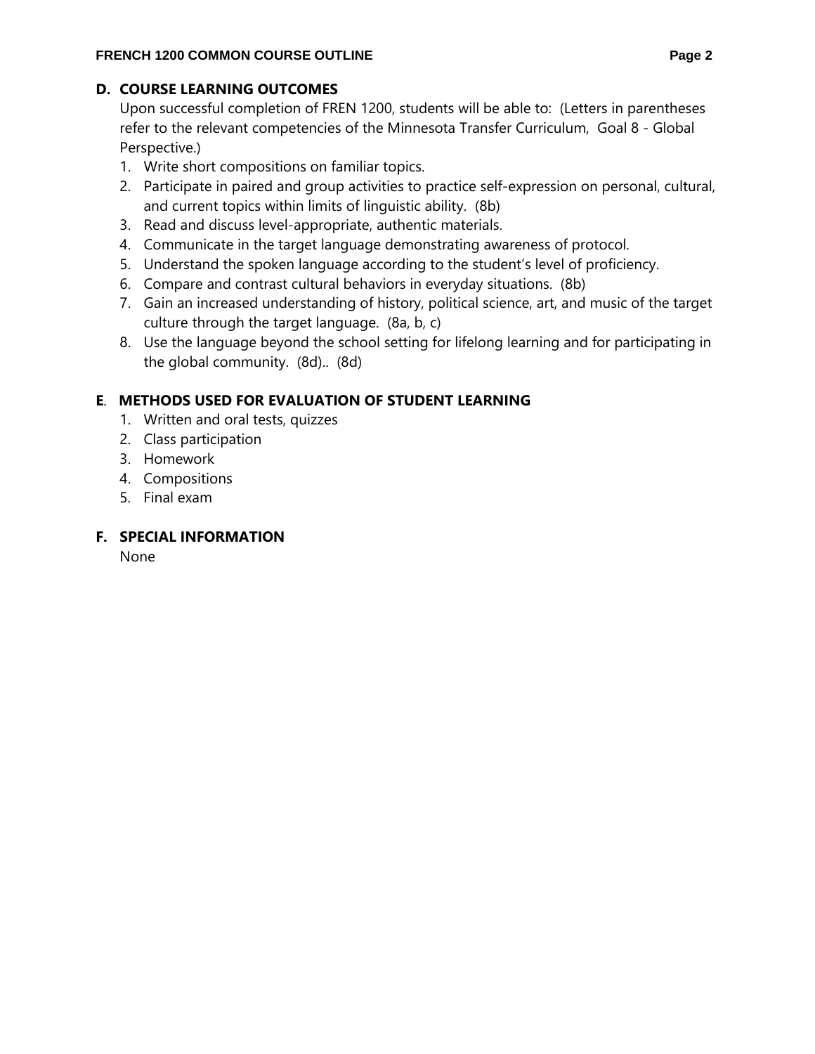## D. COURSE LEARNING OUTCOMES

Upon successful completion of FREN 1200, students will be able to: (Letters in parentheses refer to the relevant competencies of the Minnesota Transfer Curriculum, Goal 8 - Global Perspective.)

1. Write short compositions on familiar topics.
2. Participate in paired and group activities to practice self-expression on personal, cultural, and current topics within limits of linguistic ability. (8b)
3. Read and discuss level-appropriate, authentic materials.
4. Communicate in the target language demonstrating awareness of protocol.
5. Understand the spoken language according to the student's level of proficiency.
6. Compare and contrast cultural behaviors in everyday situations. (8b)
7. Gain an increased understanding of history, political science, art, and music of the target culture through the target language. (8a, b, c)
8. Use the language beyond the school setting for lifelong learning and for participating in the global community. (8d).. (8d)

## E. METHODS USED FOR EVALUATION OF STUDENT LEARNING

1. Written and oral tests, quizzes
2. Class participation
3. Homework
4. Compositions
5. Final exam

## F. SPECIAL INFORMATION

None